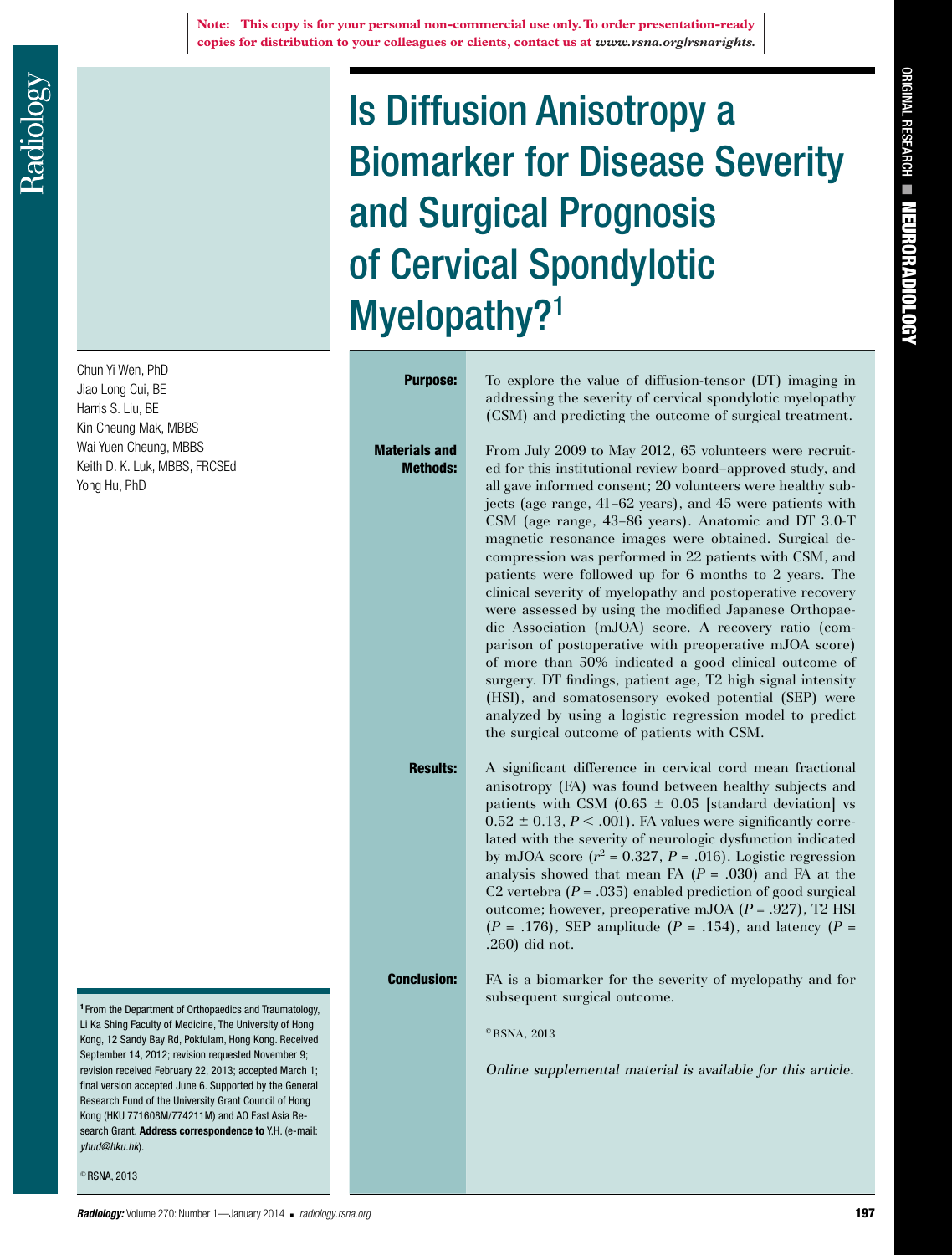Note: This copy is for your personal non-commercial use only. To order presentation-ready copies for distribution to your colleagues or clients, contact us at www.rsna.org/rsnarights.

ORIGINAL RESEARCH ■ NEURORADIOLOGY

# Is Diffusion Anisotropy a Biomarker for Disease Severity and Surgical Prognosis of Cervical Spondylotic Myelopathy?[1]

Chun Yi Wen, PhD
Jiao Long Cui, BE
Harris S. Liu, BE
Kin Cheung Mak, MBBS
Wai Yuen Cheung, MBBS
Keith D. K. Luk, MBBS, FRCSEd
Yong Hu, PhD

**Purpose:** To explore the value of diffusion-tensor (DT) imaging in addressing the severity of cervical spondylotic myelopathy (CSM) and predicting the outcome of surgical treatment.

**Materials and Methods:** From July 2009 to May 2012, 65 volunteers were recruited for this institutional review board–approved study, and all gave informed consent; 20 volunteers were healthy subjects (age range, 41–62 years), and 45 were patients with CSM (age range, 43–86 years). Anatomic and DT 3.0-T magnetic resonance images were obtained. Surgical decompression was performed in 22 patients with CSM, and patients were followed up for 6 months to 2 years. The clinical severity of myelopathy and postoperative recovery were assessed by using the modified Japanese Orthopaedic Association (mJOA) score. A recovery ratio (comparison of postoperative with preoperative mJOA score) of more than 50% indicated a good clinical outcome of surgery. DT findings, patient age, T2 high signal intensity (HSI), and somatosensory evoked potential (SEP) were analyzed by using a logistic regression model to predict the surgical outcome of patients with CSM.

**Results:** A significant difference in cervical cord mean fractional anisotropy (FA) was found between healthy subjects and patients with CSM (0.65 ± 0.05 [standard deviation] vs 0.52 ± 0.13, $P < .001$). FA values were significantly correlated with the severity of neurologic dysfunction indicated by mJOA score ($r^2 = 0.327$, $P = .016$). Logistic regression analysis showed that mean FA ($P = .030$) and FA at the C2 vertebra ($P = .035$) enabled prediction of good surgical outcome; however, preoperative mJOA ($P = .927$), T2 HSI ($P = .176$), SEP amplitude ($P = .154$), and latency ($P = .260$) did not.

**Conclusion:** FA is a biomarker for the severity of myelopathy and for subsequent surgical outcome.

©RSNA, 2013

*Online supplemental material is available for this article.*

[1] From the Department of Orthopaedics and Traumatology, Li Ka Shing Faculty of Medicine, The University of Hong Kong, 12 Sandy Bay Rd, Pokfulam, Hong Kong. Received September 14, 2012; revision requested November 9; revision received February 22, 2013; accepted March 1; final version accepted June 6. Supported by the General Research Fund of the University Grant Council of Hong Kong (HKU 771608M/774211M) and AO East Asia Research Grant. **Address correspondence to** Y.H. (e-mail: *yhud@hku.hk*).

©RSNA, 2013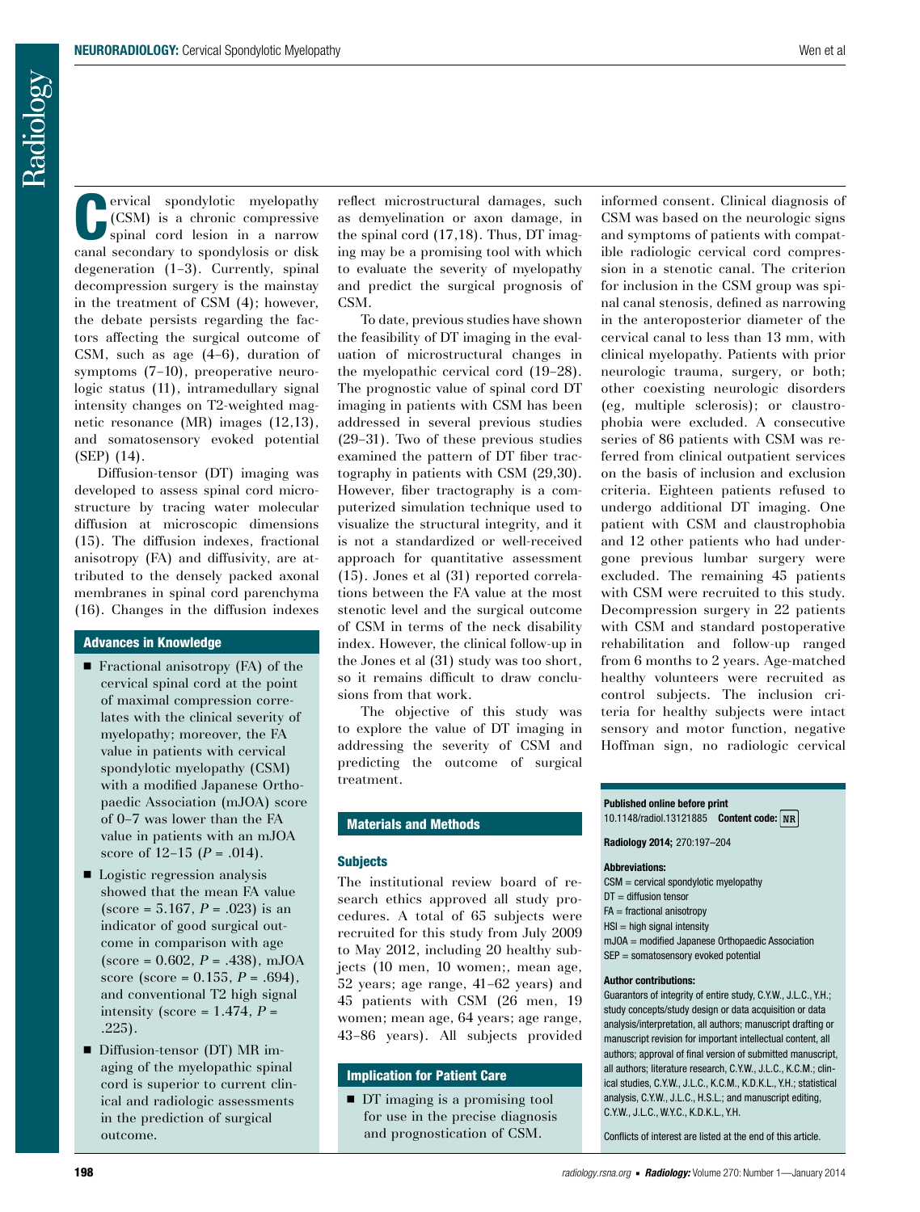Cervical spondylotic myelopathy (CSM) is a chronic compressive spinal cord lesion in a narrow canal secondary to spondylosis or disk degeneration (1–3). Currently, spinal decompression surgery is the mainstay in the treatment of CSM (4); however, the debate persists regarding the factors affecting the surgical outcome of CSM, such as age (4–6), duration of symptoms (7–10), preoperative neurologic status (11), intramedullary signal intensity changes on T2-weighted magnetic resonance (MR) images (12,13), and somatosensory evoked potential (SEP) (14).

Diffusion-tensor (DT) imaging was developed to assess spinal cord microstructure by tracing water molecular diffusion at microscopic dimensions (15). The diffusion indexes, fractional anisotropy (FA) and diffusivity, are attributed to the densely packed axonal membranes in spinal cord parenchyma (16). Changes in the diffusion indexes reflect microstructural damages, such as demyelination or axon damage, in the spinal cord (17,18). Thus, DT imaging may be a promising tool with which to evaluate the severity of myelopathy and predict the surgical prognosis of CSM.

To date, previous studies have shown the feasibility of DT imaging in the evaluation of microstructural changes in the myelopathic cervical cord (19–28). The prognostic value of spinal cord DT imaging in patients with CSM has been addressed in several previous studies (29–31). Two of these previous studies examined the pattern of DT fiber tractography in patients with CSM (29,30). However, fiber tractography is a computerized simulation technique used to visualize the structural integrity, and it is not a standardized or well-received approach for quantitative assessment (15). Jones et al (31) reported correlations between the FA value at the most stenotic level and the surgical outcome of CSM in terms of the neck disability index. However, the clinical follow-up in the Jones et al (31) study was too short, so it remains difficult to draw conclusions from that work.

The objective of this study was to explore the value of DT imaging in addressing the severity of CSM and predicting the outcome of surgical treatment.

## Advances in Knowledge

- Fractional anisotropy (FA) of the cervical spinal cord at the point of maximal compression correlates with the clinical severity of myelopathy; moreover, the FA value in patients with cervical spondylotic myelopathy (CSM) with a modified Japanese Orthopaedic Association (mJOA) score of 0–7 was lower than the FA value in patients with an mJOA score of 12–15 ($P = .014$).
- Logistic regression analysis showed that the mean FA value (score = 5.167, $P = .023$) is an indicator of good surgical outcome in comparison with age (score = 0.602, $P = .438$), mJOA score (score = 0.155, $P = .694$), and conventional T2 high signal intensity (score = 1.474, $P = .225$).
- Diffusion-tensor (DT) MR imaging of the myelopathic spinal cord is superior to current clinical and radiologic assessments in the prediction of surgical outcome.

## Implication for Patient Care

- DT imaging is a promising tool for use in the precise diagnosis and prognostication of CSM.

## Materials and Methods

### Subjects

The institutional review board of research ethics approved all study procedures. A total of 65 subjects were recruited for this study from July 2009 to May 2012, including 20 healthy subjects (10 men, 10 women;, mean age, 52 years; age range, 41–62 years) and 45 patients with CSM (26 men, 19 women; mean age, 64 years; age range, 43–86 years). All subjects provided informed consent. Clinical diagnosis of CSM was based on the neurologic signs and symptoms of patients with compatible radiologic cervical cord compression in a stenotic canal. The criterion for inclusion in the CSM group was spinal canal stenosis, defined as narrowing in the anteroposterior diameter of the cervical canal to less than 13 mm, with clinical myelopathy. Patients with prior neurologic trauma, surgery, or both; other coexisting neurologic disorders (eg, multiple sclerosis); or claustrophobia were excluded. A consecutive series of 86 patients with CSM was referred from clinical outpatient services on the basis of inclusion and exclusion criteria. Eighteen patients refused to undergo additional DT imaging. One patient with CSM and claustrophobia and 12 other patients who had undergone previous lumbar surgery were excluded. The remaining 45 patients with CSM were recruited to this study. Decompression surgery in 22 patients with CSM and standard postoperative rehabilitation and follow-up ranged from 6 months to 2 years. Age-matched healthy volunteers were recruited as control subjects. The inclusion criteria for healthy subjects were intact sensory and motor function, negative Hoffman sign, no radiologic cervical

**Published online before print**
10.1148/radiol.13121885 **Content code:** NR

**Radiology 2014;** 270:197–204

**Abbreviations:**
CSM = cervical spondylotic myelopathy
DT = diffusion tensor
FA = fractional anisotropy
HSI = high signal intensity
mJOA = modified Japanese Orthopaedic Association
SEP = somatosensory evoked potential

**Author contributions:**
Guarantors of integrity of entire study, C.Y.W., J.L.C., Y.H.; study concepts/study design or data acquisition or data analysis/interpretation, all authors; manuscript drafting or manuscript revision for important intellectual content, all authors; approval of final version of submitted manuscript, all authors; literature research, C.Y.W., J.L.C., K.C.M.; clinical studies, C.Y.W., J.L.C., K.C.M., K.D.K.L., Y.H.; statistical analysis, C.Y.W., J.L.C., H.S.L.; and manuscript editing, C.Y.W., J.L.C., W.Y.C., K.D.K.L., Y.H.

Conflicts of interest are listed at the end of this article.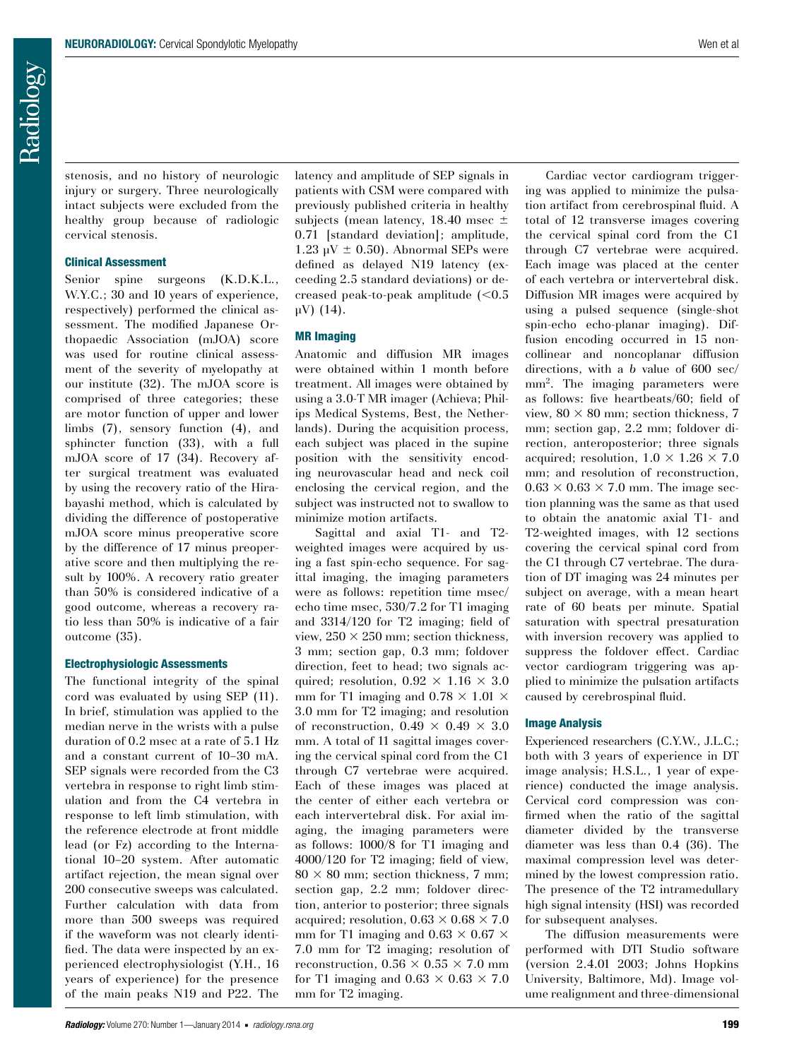stenosis, and no history of neurologic injury or surgery. Three neurologically intact subjects were excluded from the healthy group because of radiologic cervical stenosis.

### Clinical Assessment

Senior spine surgeons (K.D.K.L., W.Y.C.; 30 and 10 years of experience, respectively) performed the clinical assessment. The modified Japanese Orthopaedic Association (mJOA) score was used for routine clinical assessment of the severity of myelopathy at our institute (32). The mJOA score is comprised of three categories; these are motor function of upper and lower limbs (7), sensory function (4), and sphincter function (33), with a full mJOA score of 17 (34). Recovery after surgical treatment was evaluated by using the recovery ratio of the Hirabayashi method, which is calculated by dividing the difference of postoperative mJOA score minus preoperative score by the difference of 17 minus preoperative score and then multiplying the result by 100%. A recovery ratio greater than 50% is considered indicative of a good outcome, whereas a recovery ratio less than 50% is indicative of a fair outcome (35).

### Electrophysiologic Assessments

The functional integrity of the spinal cord was evaluated by using SEP (11). In brief, stimulation was applied to the median nerve in the wrists with a pulse duration of 0.2 msec at a rate of 5.1 Hz and a constant current of 10–30 mA. SEP signals were recorded from the C3 vertebra in response to right limb stimulation and from the C4 vertebra in response to left limb stimulation, with the reference electrode at front middle lead (or Fz) according to the International 10–20 System. After automatic artifact rejection, the mean signal over 200 consecutive sweeps was calculated. Further calculation with data from more than 500 sweeps was required if the waveform was not clearly identified. The data were inspected by an experienced electrophysiologist (Y.H., 16 years of experience) for the presence of the main peaks N19 and P22. The latency and amplitude of SEP signals in patients with CSM were compared with previously published criteria in healthy subjects (mean latency, 18.40 msec ± 0.71 [standard deviation]; amplitude, 1.23 μV ± 0.50). Abnormal SEPs were defined as delayed N19 latency (exceeding 2.5 standard deviations) or decreased peak-to-peak amplitude (<0.5 μV) (14).

### MR Imaging

Anatomic and diffusion MR images were obtained within 1 month before treatment. All images were obtained by using a 3.0-T MR imager (Achieva; Philips Medical Systems, Best, the Netherlands). During the acquisition process, each subject was placed in the supine position with the sensitivity encoding neurovascular head and neck coil enclosing the cervical region, and the subject was instructed not to swallow to minimize motion artifacts.

Sagittal and axial T1- and T2-weighted images were acquired by using a fast spin-echo sequence. For sagittal imaging, the imaging parameters were as follows: repetition time msec/echo time msec, 530/7.2 for T1 imaging and 3314/120 for T2 imaging; field of view, 250 × 250 mm; section thickness, 3 mm; section gap, 0.3 mm; foldover direction, feet to head; two signals acquired; resolution, 0.92 × 1.16 × 3.0 mm for T1 imaging and 0.78 × 1.01 × 3.0 mm for T2 imaging; and resolution of reconstruction, 0.49 × 0.49 × 3.0 mm. A total of 11 sagittal images covering the cervical spinal cord from the C1 through C7 vertebrae were acquired. Each of these images was placed at the center of either each vertebra or each intervertebral disk. For axial imaging, the imaging parameters were as follows: 1000/8 for T1 imaging and 4000/120 for T2 imaging; field of view, 80 × 80 mm; section thickness, 7 mm; section gap, 2.2 mm; foldover direction, anterior to posterior; three signals acquired; resolution, 0.63 × 0.68 × 7.0 mm for T1 imaging and 0.63 × 0.67 × 7.0 mm for T2 imaging; resolution of reconstruction, 0.56 × 0.55 × 7.0 mm for T1 imaging and 0.63 × 0.63 × 7.0 mm for T2 imaging.

Cardiac vector cardiogram triggering was applied to minimize the pulsation artifact from cerebrospinal fluid. A total of 12 transverse images covering the cervical spinal cord from the C1 through C7 vertebrae were acquired. Each image was placed at the center of each vertebra or intervertebral disk. Diffusion MR images were acquired by using a pulsed sequence (single-shot spin-echo echo-planar imaging). Diffusion encoding occurred in 15 noncollinear and noncoplanar diffusion directions, with a *b* value of 600 sec/mm$^2$. The imaging parameters were as follows: five heartbeats/60; field of view, 80 × 80 mm; section thickness, 7 mm; section gap, 2.2 mm; foldover direction, anteroposterior; three signals acquired; resolution, 1.0 × 1.26 × 7.0 mm; and resolution of reconstruction, 0.63 × 0.63 × 7.0 mm. The image section planning was the same as that used to obtain the anatomic axial T1- and T2-weighted images, with 12 sections covering the cervical spinal cord from the C1 through C7 vertebrae. The duration of DT imaging was 24 minutes per subject on average, with a mean heart rate of 60 beats per minute. Spatial saturation with spectral presaturation with inversion recovery was applied to suppress the foldover effect. Cardiac vector cardiogram triggering was applied to minimize the pulsation artifacts caused by cerebrospinal fluid.

### Image Analysis

Experienced researchers (C.Y.W., J.L.C.; both with 3 years of experience in DT image analysis; H.S.L., 1 year of experience) conducted the image analysis. Cervical cord compression was confirmed when the ratio of the sagittal diameter divided by the transverse diameter was less than 0.4 (36). The maximal compression level was determined by the lowest compression ratio. The presence of the T2 intramedullary high signal intensity (HSI) was recorded for subsequent analyses.

The diffusion measurements were performed with DTI Studio software (version 2.4.01 2003; Johns Hopkins University, Baltimore, Md). Image volume realignment and three-dimensional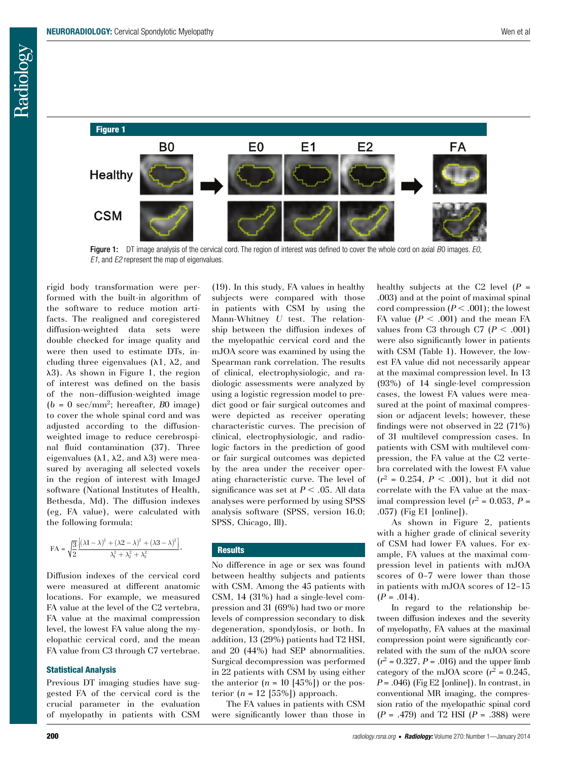**Figure 1**

Figure 1: DT image analysis of the cervical cord. The region of interest was defined to cover the whole cord on axial *B*0 images. *E0*, *E1*, and *E2* represent the map of eigenvalues.

rigid body transformation were performed with the built-in algorithm of the software to reduce motion artifacts. The realigned and coregistered diffusion-weighted data sets were double checked for image quality and were then used to estimate DTs, including three eigenvalues ($\lambda 1$, $\lambda 2$, and $\lambda 3$). As shown in Figure 1, the region of interest was defined on the basis of the non–diffusion-weighted image ($b$ = 0 sec/mm$^2$; hereafter, *B*0 image) to cover the whole spinal cord and was adjusted according to the diffusion-weighted image to reduce cerebrospinal fluid contamination (37). Three eigenvalues ($\lambda 1$, $\lambda 2$, and $\lambda 3$) were measured by averaging all selected voxels in the region of interest with ImageJ software (National Institutes of Health, Bethesda, Md). The diffusion indexes (eg, FA value), were calculated with the following formula:

$$\mathrm{FA} = \sqrt{\frac{3}{2}}\frac{\left[(\lambda 1-\lambda)^2+(\lambda 2-\lambda)^2+(\lambda 3-\lambda)^2\right]}{\lambda_1^2+\lambda_2^2+\lambda_3^2}.$$

Diffusion indexes of the cervical cord were measured at different anatomic locations. For example, we measured FA value at the level of the C2 vertebra, FA value at the maximal compression level, the lowest FA value along the myelopathic cervical cord, and the mean FA value from C3 through C7 vertebrae.

### Statistical Analysis

Previous DT imaging studies have suggested FA of the cervical cord is the crucial parameter in the evaluation of myelopathy in patients with CSM (19). In this study, FA values in healthy subjects were compared with those in patients with CSM by using the Mann-Whitney $U$ test. The relationship between the diffusion indexes of the myelopathic cervical cord and the mJOA score was examined by using the Spearman rank correlation. The results of clinical, electrophysiologic, and radiologic assessments were analyzed by using a logistic regression model to predict good or fair surgical outcomes and were depicted as receiver operating characteristic curves. The precision of clinical, electrophysiologic, and radiologic factors in the prediction of good or fair surgical outcomes was depicted by the area under the receiver operating characteristic curve. The level of significance was set at $P < .05$. All data analyses were performed by using SPSS analysis software (SPSS, version 16.0; SPSS, Chicago, Ill).

## Results

No difference in age or sex was found between healthy subjects and patients with CSM. Among the 45 patients with CSM, 14 (31%) had a single-level compression and 31 (69%) had two or more levels of compression secondary to disk degeneration, spondylosis, or both. In addition, 13 (29%) patients had T2 HSI, and 20 (44%) had SEP abnormalities. Surgical decompression was performed in 22 patients with CSM by using either the anterior ($n$ = 10 [45%]) or the posterior ($n$ = 12 [55%]) approach.

The FA values in patients with CSM were significantly lower than those in healthy subjects at the C2 level ($P$ = .003) and at the point of maximal spinal cord compression ($P < .001$); the lowest FA value ($P < .001$) and the mean FA values from C3 through C7 ($P < .001$) were also significantly lower in patients with CSM (Table 1). However, the lowest FA value did not necessarily appear at the maximal compression level. In 13 (93%) of 14 single-level compression cases, the lowest FA values were measured at the point of maximal compression or adjacent levels; however, these findings were not observed in 22 (71%) of 31 multilevel compression cases. In patients with CSM with multilevel compression, the FA value at the C2 vertebra correlated with the lowest FA value ($r^2$ = 0.254, $P < .001$), but it did not correlate with the FA value at the maximal compression level ($r^2$ = 0.053, $P$ = .057) (Fig E1 [online]).

As shown in Figure 2, patients with a higher grade of clinical severity of CSM had lower FA values. For example, FA values at the maximal compression level in patients with mJOA scores of 0–7 were lower than those in patients with mJOA scores of 12–15 ($P$ = .014).

In regard to the relationship between diffusion indexes and the severity of myelopathy, FA values at the maximal compression point were significantly correlated with the sum of the mJOA score ($r^2$ = 0.327, $P$ = .016) and the upper limb category of the mJOA score ($r^2$ = 0.245, $P$ = .046) (Fig E2 [online]). In contrast, in conventional MR imaging, the compression ratio of the myelopathic spinal cord ($P$ = .479) and T2 HSI ($P$ = .388) were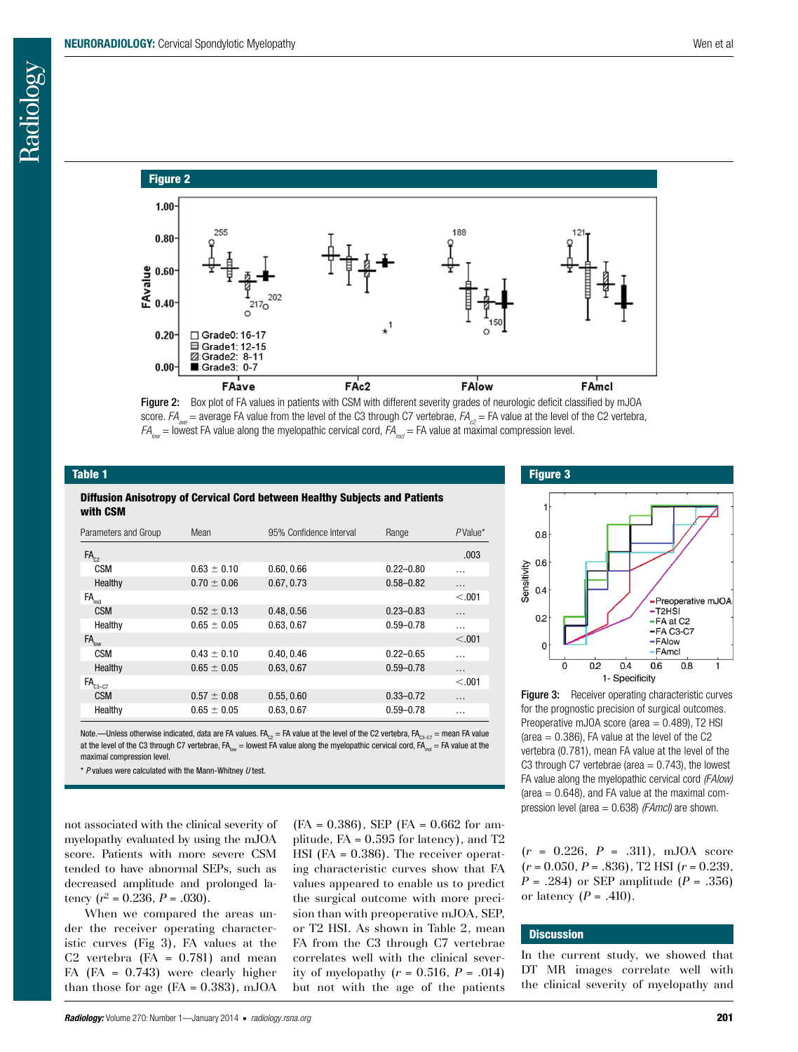**Figure 2**

Figure 2: Box plot of FA values in patients with CSM with different severity grades of neurologic deficit classified by mJOA score. $FA_{ave}$ = average FA value from the level of the C3 through C7 vertebrae, $FA_{c2}$ = FA value at the level of the C2 vertebra, $FA_{low}$ = lowest FA value along the myelopathic cervical cord, $FA_{mcl}$ = FA value at maximal compression level.

**Table 1**

**Diffusion Anisotropy of Cervical Cord between Healthy Subjects and Patients with CSM**

| Parameters and Group | Mean | 95% Confidence Interval | Range | *P* Value* |
|---|---|---|---|---|
| $FA_{C2}$ | | | | .003 |
| CSM | 0.63 ± 0.10 | 0.60, 0.66 | 0.22–0.80 | ... |
| Healthy | 0.70 ± 0.06 | 0.67, 0.73 | 0.58–0.82 | ... |
| $FA_{mcl}$ | | | | <.001 |
| CSM | 0.52 ± 0.13 | 0.48, 0.56 | 0.23–0.83 | ... |
| Healthy | 0.65 ± 0.05 | 0.63, 0.67 | 0.59–0.78 | ... |
| $FA_{low}$ | | | | <.001 |
| CSM | 0.43 ± 0.10 | 0.40, 0.46 | 0.22–0.65 | ... |
| Healthy | 0.65 ± 0.05 | 0.63, 0.67 | 0.59–0.78 | ... |
| $FA_{C3–C7}$ | | | | <.001 |
| CSM | 0.57 ± 0.08 | 0.55, 0.60 | 0.33–0.72 | ... |
| Healthy | 0.65 ± 0.05 | 0.63, 0.67 | 0.59–0.78 | ... |

Note.—Unless otherwise indicated, data are FA values. $FA_{C2}$ = FA value at the level of the C2 vertebra, $FA_{C3–C7}$ = mean FA value at the level of the C3 through C7 vertebrae, $FA_{low}$ = lowest FA value along the myelopathic cervical cord, $FA_{mcl}$ = FA value at the maximal compression level.

\* *P* values were calculated with the Mann-Whitney *U* test.

**Figure 3**

Figure 3: Receiver operating characteristic curves for the prognostic precision of surgical outcomes. Preoperative mJOA score (area = 0.489), T2 HSI (area = 0.386), FA value at the level of the C2 vertebra (0.781), mean FA value at the level of the C3 through C7 vertebrae (area = 0.743), the lowest FA value along the myelopathic cervical cord *(FAlow)* (area = 0.648), and FA value at the maximal compression level (area = 0.638) *(FAmcl)* are shown.

not associated with the clinical severity of myelopathy evaluated by using the mJOA score. Patients with more severe CSM tended to have abnormal SEPs, such as decreased amplitude and prolonged latency ($r^2$ = 0.236, *P* = .030).

When we compared the areas under the receiver operating characteristic curves (Fig 3), FA values at the C2 vertebra (FA = 0.781) and mean FA (FA = 0.743) were clearly higher than those for age (FA = 0.383), mJOA (FA = 0.386), SEP (FA = 0.662 for amplitude, FA = 0.595 for latency), and T2 HSI (FA = 0.386). The receiver operating characteristic curves show that FA values appeared to enable us to predict the surgical outcome with more precision than with preoperative mJOA, SEP, or T2 HSI. As shown in Table 2, mean FA from the C3 through C7 vertebrae correlates well with the clinical severity of myelopathy (*r* = 0.516, *P* = .014) but not with the age of the patients (*r* = 0.226, *P* = .311), mJOA score (*r* = 0.050, *P* = .836), T2 HSI (*r* = 0.239, *P* = .284) or SEP amplitude (*P* = .356) or latency (*P* = .410).

## Discussion

In the current study, we showed that DT MR images correlate well with the clinical severity of myelopathy and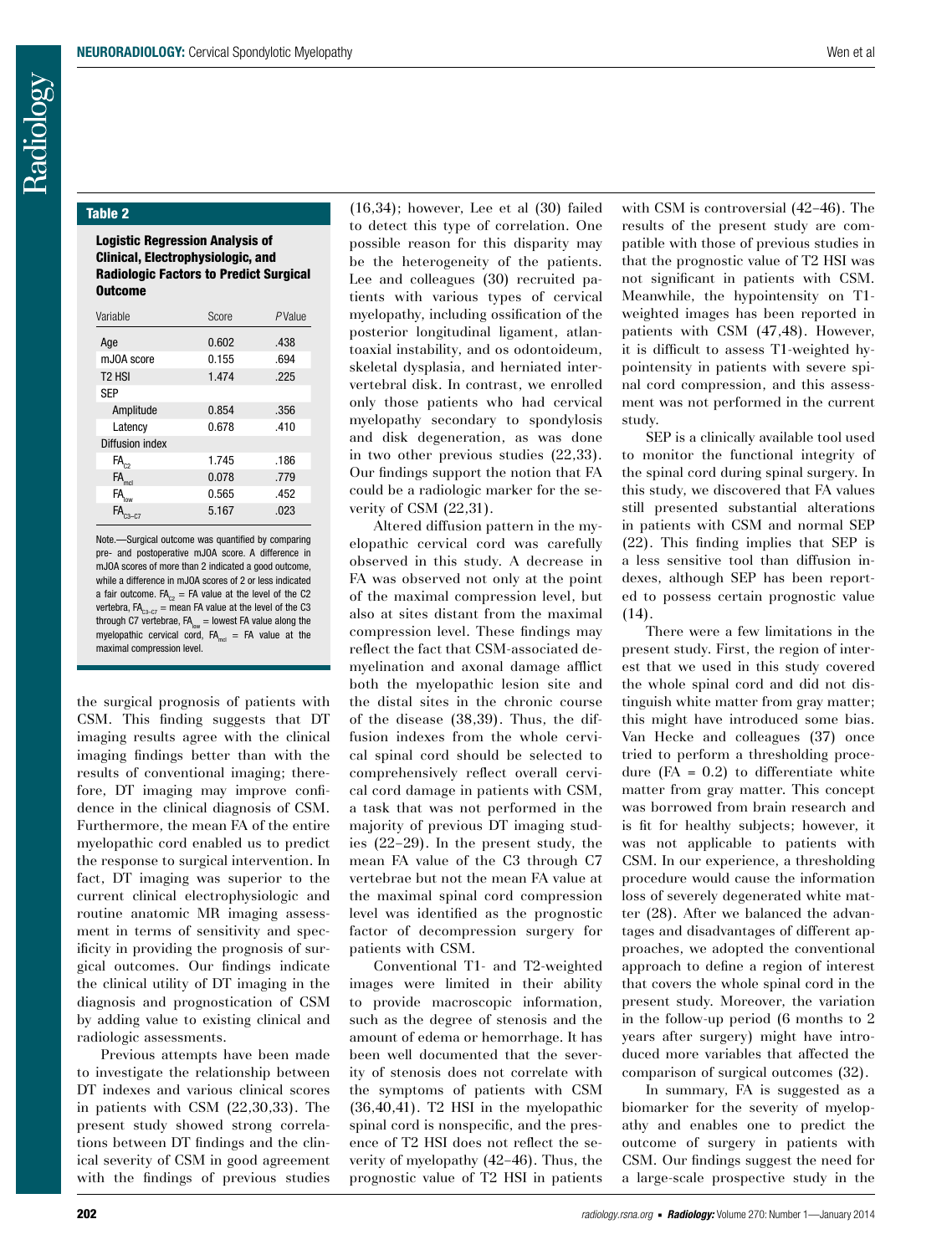**Table 2**

**Logistic Regression Analysis of Clinical, Electrophysiologic, and Radiologic Factors to Predict Surgical Outcome**

| Variable | Score | *P* Value |
|---|---|---|
| Age | 0.602 | .438 |
| mJOA score | 0.155 | .694 |
| T2 HSI | 1.474 | .225 |
| SEP | | |
| Amplitude | 0.854 | .356 |
| Latency | 0.678 | .410 |
| Diffusion index | | |
| $FA_{C2}$ | 1.745 | .186 |
| $FA_{mcl}$ | 0.078 | .779 |
| $FA_{low}$ | 0.565 | .452 |
| $FA_{C3–C7}$ | 5.167 | .023 |

Note.—Surgical outcome was quantified by comparing pre- and postoperative mJOA score. A difference in mJOA scores of more than 2 indicated a good outcome, while a difference in mJOA scores of 2 or less indicated a fair outcome. $FA_{C2}$ = FA value at the level of the C2 vertebra, $FA_{C3–C7}$ = mean FA value at the level of the C3 through C7 vertebrae, $FA_{low}$ = lowest FA value along the myelopathic cervical cord, $FA_{mcl}$ = FA value at the maximal compression level.

the surgical prognosis of patients with CSM. This finding suggests that DT imaging results agree with the clinical imaging findings better than with the results of conventional imaging; therefore, DT imaging may improve confidence in the clinical diagnosis of CSM. Furthermore, the mean FA of the entire myelopathic cord enabled us to predict the response to surgical intervention. In fact, DT imaging was superior to the current clinical electrophysiologic and routine anatomic MR imaging assessment in terms of sensitivity and specificity in providing the prognosis of surgical outcomes. Our findings indicate the clinical utility of DT imaging in the diagnosis and prognostication of CSM by adding value to existing clinical and radiologic assessments.

Previous attempts have been made to investigate the relationship between DT indexes and various clinical scores in patients with CSM (22,30,33). The present study showed strong correlations between DT findings and the clinical severity of CSM in good agreement with the findings of previous studies (16,34); however, Lee et al (30) failed to detect this type of correlation. One possible reason for this disparity may be the heterogeneity of the patients. Lee and colleagues (30) recruited patients with various types of cervical myelopathy, including ossification of the posterior longitudinal ligament, atlantoaxial instability, and os odontoideum, skeletal dysplasia, and herniated intervertebral disk. In contrast, we enrolled only those patients who had cervical myelopathy secondary to spondylosis and disk degeneration, as was done in two other previous studies (22,33). Our findings support the notion that FA could be a radiologic marker for the severity of CSM (22,31).

Altered diffusion pattern in the myelopathic cervical cord was carefully observed in this study. A decrease in FA was observed not only at the point of the maximal compression level, but also at sites distant from the maximal compression level. These findings may reflect the fact that CSM-associated demyelination and axonal damage afflict both the myelopathic lesion site and the distal sites in the chronic course of the disease (38,39). Thus, the diffusion indexes from the whole cervical spinal cord should be selected to comprehensively reflect overall cervical cord damage in patients with CSM, a task that was not performed in the majority of previous DT imaging studies (22–29). In the present study, the mean FA value of the C3 through C7 vertebrae but not the mean FA value at the maximal spinal cord compression level was identified as the prognostic factor of decompression surgery for patients with CSM.

Conventional T1- and T2-weighted images were limited in their ability to provide macroscopic information, such as the degree of stenosis and the amount of edema or hemorrhage. It has been well documented that the severity of stenosis does not correlate with the symptoms of patients with CSM (36,40,41). T2 HSI in the myelopathic spinal cord is nonspecific, and the presence of T2 HSI does not reflect the severity of myelopathy (42–46). Thus, the prognostic value of T2 HSI in patients with CSM is controversial (42–46). The results of the present study are compatible with those of previous studies in that the prognostic value of T2 HSI was not significant in patients with CSM. Meanwhile, the hypointensity on T1-weighted images has been reported in patients with CSM (47,48). However, it is difficult to assess T1-weighted hypointensity in patients with severe spinal cord compression, and this assessment was not performed in the current study.

SEP is a clinically available tool used to monitor the functional integrity of the spinal cord during spinal surgery. In this study, we discovered that FA values still presented substantial alterations in patients with CSM and normal SEP (22). This finding implies that SEP is a less sensitive tool than diffusion indexes, although SEP has been reported to possess certain prognostic value (14).

There were a few limitations in the present study. First, the region of interest that we used in this study covered the whole spinal cord and did not distinguish white matter from gray matter; this might have introduced some bias. Van Hecke and colleagues (37) once tried to perform a thresholding procedure (FA = 0.2) to differentiate white matter from gray matter. This concept was borrowed from brain research and is fit for healthy subjects; however, it was not applicable to patients with CSM. In our experience, a thresholding procedure would cause the information loss of severely degenerated white matter (28). After we balanced the advantages and disadvantages of different approaches, we adopted the conventional approach to define a region of interest that covers the whole spinal cord in the present study. Moreover, the variation in the follow-up period (6 months to 2 years after surgery) might have introduced more variables that affected the comparison of surgical outcomes (32).

In summary, FA is suggested as a biomarker for the severity of myelopathy and enables one to predict the outcome of surgery in patients with CSM. Our findings suggest the need for a large-scale prospective study in the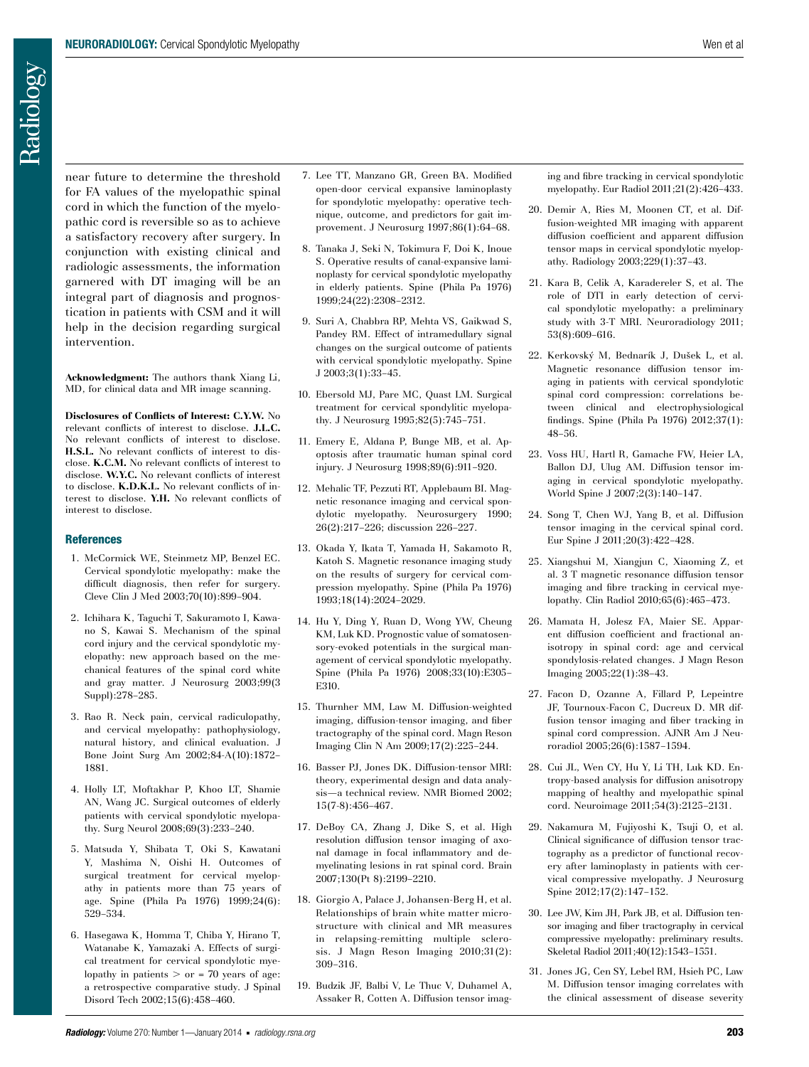near future to determine the threshold for FA values of the myelopathic spinal cord in which the function of the myelopathic cord is reversible so as to achieve a satisfactory recovery after surgery. In conjunction with existing clinical and radiologic assessments, the information garnered with DT imaging will be an integral part of diagnosis and prognostication in patients with CSM and it will help in the decision regarding surgical intervention.

**Acknowledgment:** The authors thank Xiang Li, MD, for clinical data and MR image scanning.

**Disclosures of Conflicts of Interest: C.Y.W.** No relevant conflicts of interest to disclose. **J.L.C.** No relevant conflicts of interest to disclose. **H.S.L.** No relevant conflicts of interest to disclose. **K.C.M.** No relevant conflicts of interest to disclose. **W.Y.C.** No relevant conflicts of interest to disclose. **K.D.K.L.** No relevant conflicts of interest to disclose. **Y.H.** No relevant conflicts of interest to disclose.

## References

1. McCormick WE, Steinmetz MP, Benzel EC. Cervical spondylotic myelopathy: make the difficult diagnosis, then refer for surgery. Cleve Clin J Med 2003;70(10):899–904.
2. Ichihara K, Taguchi T, Sakuramoto I, Kawano S, Kawai S. Mechanism of the spinal cord injury and the cervical spondylotic myelopathy: new approach based on the mechanical features of the spinal cord white and gray matter. J Neurosurg 2003;99(3 Suppl):278–285.
3. Rao R. Neck pain, cervical radiculopathy, and cervical myelopathy: pathophysiology, natural history, and clinical evaluation. J Bone Joint Surg Am 2002;84-A(10):1872–1881.
4. Holly LT, Moftakhar P, Khoo LT, Shamie AN, Wang JC. Surgical outcomes of elderly patients with cervical spondylotic myelopathy. Surg Neurol 2008;69(3):233–240.
5. Matsuda Y, Shibata T, Oki S, Kawatani Y, Mashima N, Oishi H. Outcomes of surgical treatment for cervical myelopathy in patients more than 75 years of age. Spine (Phila Pa 1976) 1999;24(6): 529–534.
6. Hasegawa K, Homma T, Chiba Y, Hirano T, Watanabe K, Yamazaki A. Effects of surgical treatment for cervical spondylotic myelopathy in patients > or = 70 years of age: a retrospective comparative study. J Spinal Disord Tech 2002;15(6):458–460.
7. Lee TT, Manzano GR, Green BA. Modified open-door cervical expansive laminoplasty for spondylotic myelopathy: operative technique, outcome, and predictors for gait improvement. J Neurosurg 1997;86(1):64–68.
8. Tanaka J, Seki N, Tokimura F, Doi K, Inoue S. Operative results of canal-expansive laminoplasty for cervical spondylotic myelopathy in elderly patients. Spine (Phila Pa 1976) 1999;24(22):2308–2312.
9. Suri A, Chabbra RP, Mehta VS, Gaikwad S, Pandey RM. Effect of intramedullary signal changes on the surgical outcome of patients with cervical spondylotic myelopathy. Spine J 2003;3(1):33–45.
10. Ebersold MJ, Pare MC, Quast LM. Surgical treatment for cervical spondylitic myelopathy. J Neurosurg 1995;82(5):745–751.
11. Emery E, Aldana P, Bunge MB, et al. Apoptosis after traumatic human spinal cord injury. J Neurosurg 1998;89(6):911–920.
12. Mehalic TF, Pezzuti RT, Applebaum BI. Magnetic resonance imaging and cervical spondylotic myelopathy. Neurosurgery 1990; 26(2):217–226; discussion 226–227.
13. Okada Y, Ikata T, Yamada H, Sakamoto R, Katoh S. Magnetic resonance imaging study on the results of surgery for cervical compression myelopathy. Spine (Phila Pa 1976) 1993;18(14):2024–2029.
14. Hu Y, Ding Y, Ruan D, Wong YW, Cheung KM, Luk KD. Prognostic value of somatosensory-evoked potentials in the surgical management of cervical spondylotic myelopathy. Spine (Phila Pa 1976) 2008;33(10):E305–E310.
15. Thurnher MM, Law M. Diffusion-weighted imaging, diffusion-tensor imaging, and fiber tractography of the spinal cord. Magn Reson Imaging Clin N Am 2009;17(2):225–244.
16. Basser PJ, Jones DK. Diffusion-tensor MRI: theory, experimental design and data analysis—a technical review. NMR Biomed 2002; 15(7-8):456–467.
17. DeBoy CA, Zhang J, Dike S, et al. High resolution diffusion tensor imaging of axonal damage in focal inflammatory and demyelinating lesions in rat spinal cord. Brain 2007;130(Pt 8):2199–2210.
18. Giorgio A, Palace J, Johansen-Berg H, et al. Relationships of brain white matter microstructure with clinical and MR measures in relapsing-remitting multiple sclerosis. J Magn Reson Imaging 2010;31(2): 309–316.
19. Budzik JF, Balbi V, Le Thuc V, Duhamel A, Assaker R, Cotten A. Diffusion tensor imaging and fibre tracking in cervical spondylotic myelopathy. Eur Radiol 2011;21(2):426–433.
20. Demir A, Ries M, Moonen CT, et al. Diffusion-weighted MR imaging with apparent diffusion coefficient and apparent diffusion tensor maps in cervical spondylotic myelopathy. Radiology 2003;229(1):37–43.
21. Kara B, Celik A, Karadereler S, et al. The role of DTI in early detection of cervical spondylotic myelopathy: a preliminary study with 3-T MRI. Neuroradiology 2011; 53(8):609–616.
22. Kerkovský M, Bednarík J, Dušek L, et al. Magnetic resonance diffusion tensor imaging in patients with cervical spondylotic spinal cord compression: correlations between clinical and electrophysiological findings. Spine (Phila Pa 1976) 2012;37(1): 48–56.
23. Voss HU, Hartl R, Gamache FW, Heier LA, Ballon DJ, Ulug AM. Diffusion tensor imaging in cervical spondylotic myelopathy. World Spine J 2007;2(3):140–147.
24. Song T, Chen WJ, Yang B, et al. Diffusion tensor imaging in the cervical spinal cord. Eur Spine J 2011;20(3):422–428.
25. Xiangshui M, Xiangjun C, Xiaoming Z, et al. 3 T magnetic resonance diffusion tensor imaging and fibre tracking in cervical myelopathy. Clin Radiol 2010;65(6):465–473.
26. Mamata H, Jolesz FA, Maier SE. Apparent diffusion coefficient and fractional anisotropy in spinal cord: age and cervical spondylosis-related changes. J Magn Reson Imaging 2005;22(1):38–43.
27. Facon D, Ozanne A, Fillard P, Lepeintre JF, Tournoux-Facon C, Ducreux D. MR diffusion tensor imaging and fiber tracking in spinal cord compression. AJNR Am J Neuroradiol 2005;26(6):1587–1594.
28. Cui JL, Wen CY, Hu Y, Li TH, Luk KD. Entropy-based analysis for diffusion anisotropy mapping of healthy and myelopathic spinal cord. Neuroimage 2011;54(3):2125–2131.
29. Nakamura M, Fujiyoshi K, Tsuji O, et al. Clinical significance of diffusion tensor tractography as a predictor of functional recovery after laminoplasty in patients with cervical compressive myelopathy. J Neurosurg Spine 2012;17(2):147–152.
30. Lee JW, Kim JH, Park JB, et al. Diffusion tensor imaging and fiber tractography in cervical compressive myelopathy: preliminary results. Skeletal Radiol 2011;40(12):1543–1551.
31. Jones JG, Cen SY, Lebel RM, Hsieh PC, Law M. Diffusion tensor imaging correlates with the clinical assessment of disease severity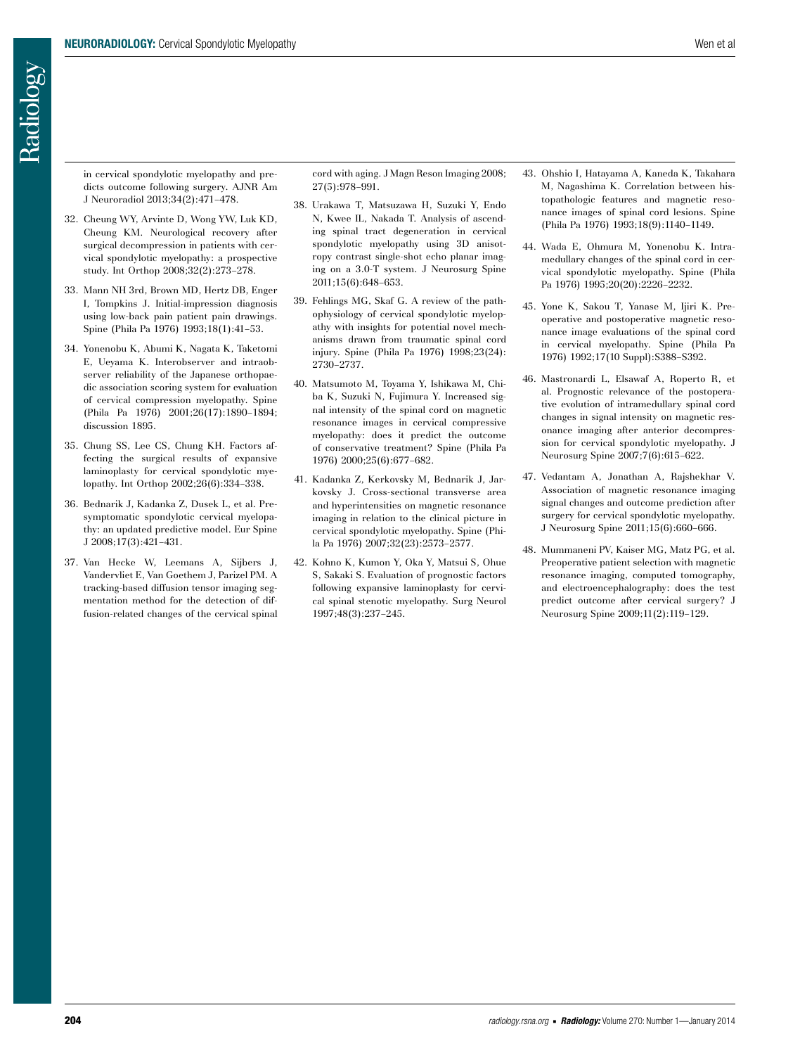in cervical spondylotic myelopathy and predicts outcome following surgery. AJNR Am J Neuroradiol 2013;34(2):471–478.

32. Cheung WY, Arvinte D, Wong YW, Luk KD, Cheung KM. Neurological recovery after surgical decompression in patients with cervical spondylotic myelopathy: a prospective study. Int Orthop 2008;32(2):273–278.

33. Mann NH 3rd, Brown MD, Hertz DB, Enger I, Tompkins J. Initial-impression diagnosis using low-back pain patient pain drawings. Spine (Phila Pa 1976) 1993;18(1):41–53.

34. Yonenobu K, Abumi K, Nagata K, Taketomi E, Ueyama K. Interobserver and intraobserver reliability of the Japanese orthopaedic association scoring system for evaluation of cervical compression myelopathy. Spine (Phila Pa 1976) 2001;26(17):1890–1894; discussion 1895.

35. Chung SS, Lee CS, Chung KH. Factors affecting the surgical results of expansive laminoplasty for cervical spondylotic myelopathy. Int Orthop 2002;26(6):334–338.

36. Bednarik J, Kadanka Z, Dusek L, et al. Presymptomatic spondylotic cervical myelopathy: an updated predictive model. Eur Spine J 2008;17(3):421–431.

37. Van Hecke W, Leemans A, Sijbers J, Vandervliet E, Van Goethem J, Parizel PM. A tracking-based diffusion tensor imaging segmentation method for the detection of diffusion-related changes of the cervical spinal cord with aging. J Magn Reson Imaging 2008;27(5):978–991.

38. Urakawa T, Matsuzawa H, Suzuki Y, Endo N, Kwee IL, Nakada T. Analysis of ascending spinal tract degeneration in cervical spondylotic myelopathy using 3D anisotropy contrast single-shot echo planar imaging on a 3.0-T system. J Neurosurg Spine 2011;15(6):648–653.

39. Fehlings MG, Skaf G. A review of the pathophysiology of cervical spondylotic myelopathy with insights for potential novel mechanisms drawn from traumatic spinal cord injury. Spine (Phila Pa 1976) 1998;23(24):2730–2737.

40. Matsumoto M, Toyama Y, Ishikawa M, Chiba K, Suzuki N, Fujimura Y. Increased signal intensity of the spinal cord on magnetic resonance images in cervical compressive myelopathy: does it predict the outcome of conservative treatment? Spine (Phila Pa 1976) 2000;25(6):677–682.

41. Kadanka Z, Kerkovsky M, Bednarik J, Jarkovsky J. Cross-sectional transverse area and hyperintensities on magnetic resonance imaging in relation to the clinical picture in cervical spondylotic myelopathy. Spine (Phila Pa 1976) 2007;32(23):2573–2577.

42. Kohno K, Kumon Y, Oka Y, Matsui S, Ohue S, Sakaki S. Evaluation of prognostic factors following expansive laminoplasty for cervical spinal stenotic myelopathy. Surg Neurol 1997;48(3):237–245.

43. Ohshio I, Hatayama A, Kaneda K, Takahara M, Nagashima K. Correlation between histopathologic features and magnetic resonance images of spinal cord lesions. Spine (Phila Pa 1976) 1993;18(9):1140–1149.

44. Wada E, Ohmura M, Yonenobu K. Intramedullary changes of the spinal cord in cervical spondylotic myelopathy. Spine (Phila Pa 1976) 1995;20(20):2226–2232.

45. Yone K, Sakou T, Yanase M, Ijiri K. Preoperative and postoperative magnetic resonance image evaluations of the spinal cord in cervical myelopathy. Spine (Phila Pa 1976) 1992;17(10 Suppl):S388–S392.

46. Mastronardi L, Elsawaf A, Roperto R, et al. Prognostic relevance of the postoperative evolution of intramedullary spinal cord changes in signal intensity on magnetic resonance imaging after anterior decompression for cervical spondylotic myelopathy. J Neurosurg Spine 2007;7(6):615–622.

47. Vedantam A, Jonathan A, Rajshekhar V. Association of magnetic resonance imaging signal changes and outcome prediction after surgery for cervical spondylotic myelopathy. J Neurosurg Spine 2011;15(6):660–666.

48. Mummaneni PV, Kaiser MG, Matz PG, et al. Preoperative patient selection with magnetic resonance imaging, computed tomography, and electroencephalography: does the test predict outcome after cervical surgery? J Neurosurg Spine 2009;11(2):119–129.